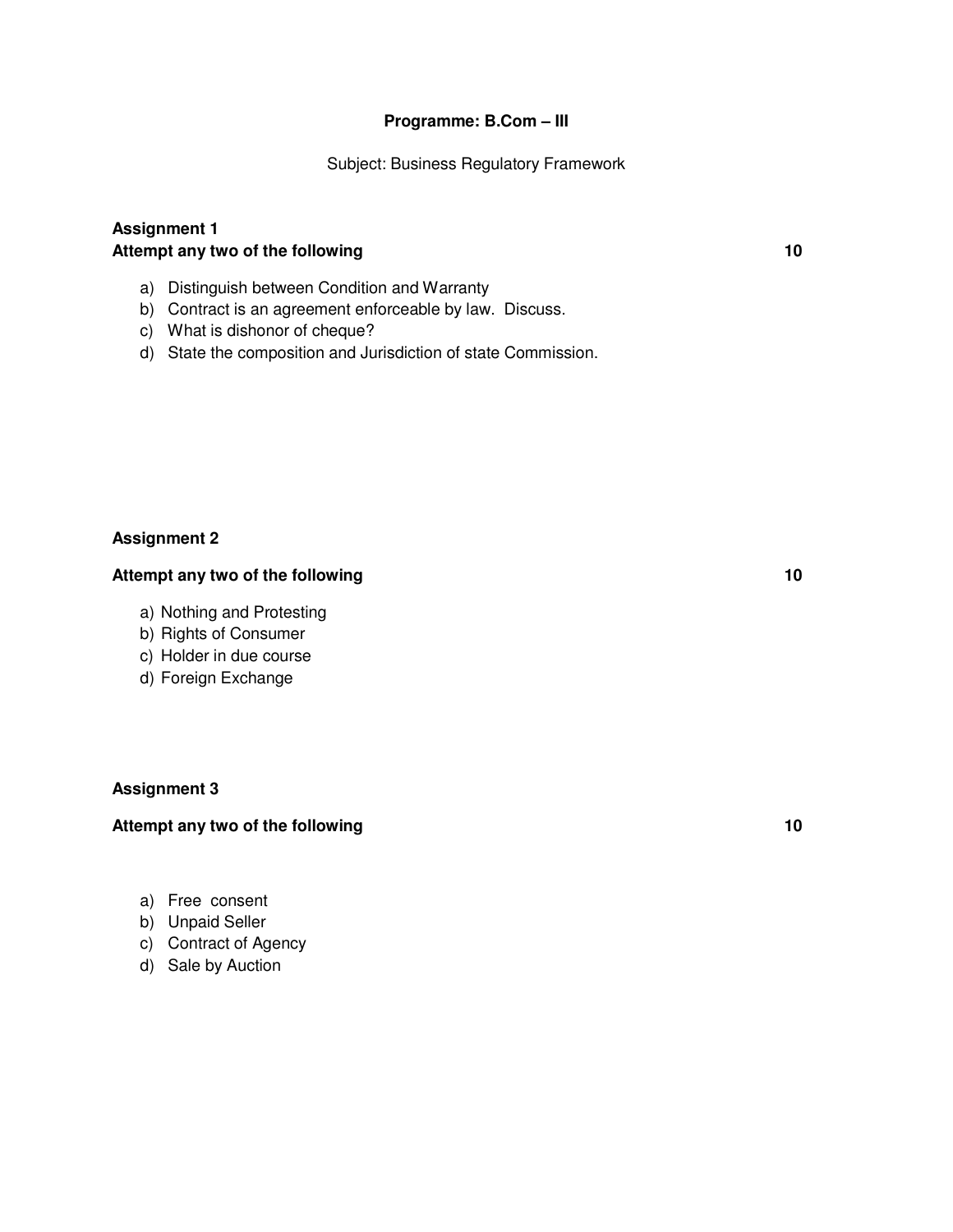**Programme: B.Com – III**

Subject: Business Regulatory Framework

**Assignment 1**

**Attempt any two of the following** **10**

a) Distinguish between Condition and Warranty
b) Contract is an agreement enforceable by law. Discuss.
c) What is dishonor of cheque?
d) State the composition and Jurisdiction of state Commission.

**Assignment 2**

**Attempt any two of the following** **10**

a) Nothing and Protesting
b) Rights of Consumer
c) Holder in due course
d) Foreign Exchange

**Assignment 3**

**Attempt any two of the following** **10**

a) Free consent
b) Unpaid Seller
c) Contract of Agency
d) Sale by Auction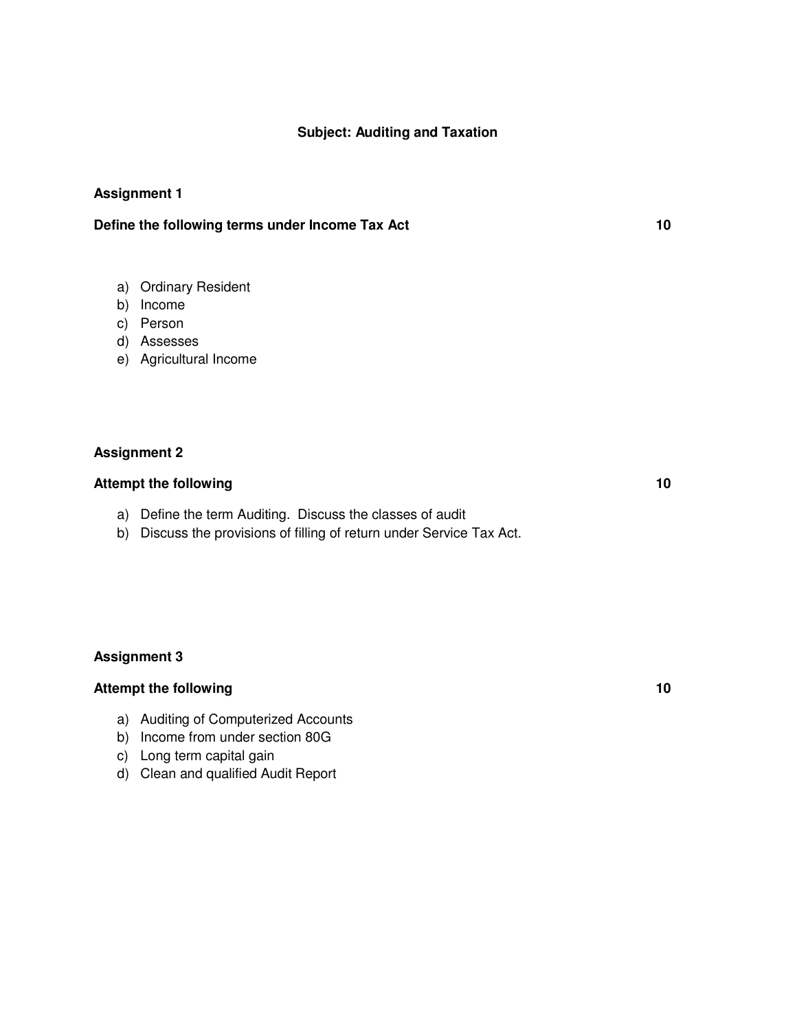## Subject: Auditing and Taxation

### Assignment 1

**Define the following terms under Income Tax Act** **10**

a) Ordinary Resident
b) Income
c) Person
d) Assesses
e) Agricultural Income

### Assignment 2

**Attempt the following** **10**

a) Define the term Auditing. Discuss the classes of audit
b) Discuss the provisions of filling of return under Service Tax Act.

### Assignment 3

**Attempt the following** **10**

a) Auditing of Computerized Accounts
b) Income from under section 80G
c) Long term capital gain
d) Clean and qualified Audit Report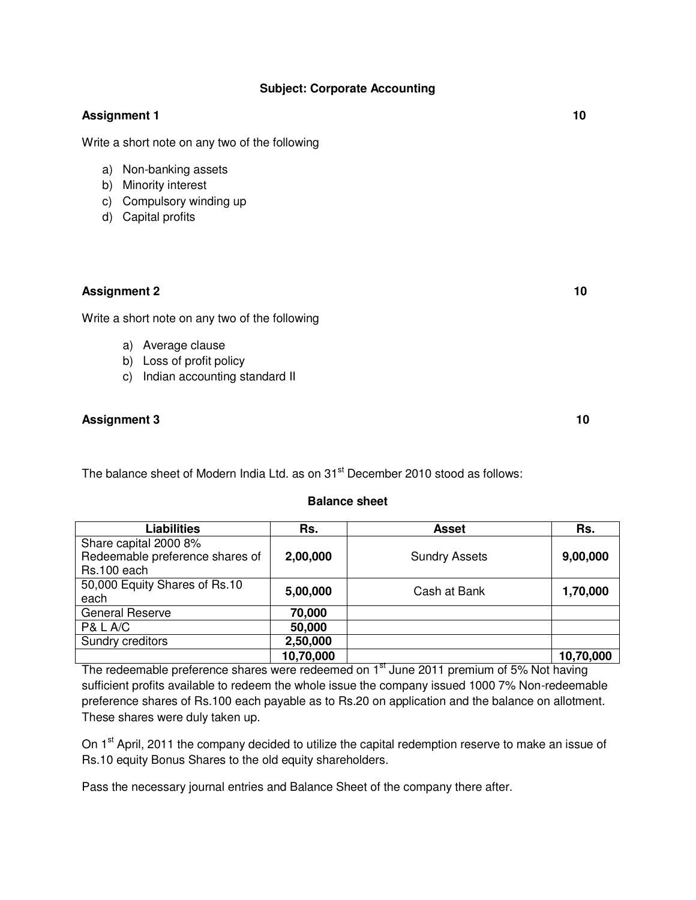## Subject: Corporate Accounting

**Assignment 1** **10**

Write a short note on any two of the following

a) Non-banking assets
b) Minority interest
c) Compulsory winding up
d) Capital profits

**Assignment 2** **10**

Write a short note on any two of the following

a) Average clause
b) Loss of profit policy
c) Indian accounting standard II

**Assignment 3** **10**

The balance sheet of Modern India Ltd. as on 31st December 2010 stood as follows:

**Balance sheet**

| Liabilities | Rs. | Asset | Rs. |
|---|---|---|---|
| Share capital 2000 8% Redeemable preference shares of Rs.100 each | **2,00,000** | Sundry Assets | **9,00,000** |
| 50,000 Equity Shares of Rs.10 each | **5,00,000** | Cash at Bank | **1,70,000** |
| General Reserve | **70,000** | | |
| P& L A/C | **50,000** | | |
| Sundry creditors | **2,50,000** | | |
| | **10,70,000** | | **10,70,000** |

The redeemable preference shares were redeemed on 1st June 2011 premium of 5% Not having sufficient profits available to redeem the whole issue the company issued 1000 7% Non-redeemable preference shares of Rs.100 each payable as to Rs.20 on application and the balance on allotment. These shares were duly taken up.

On 1st April, 2011 the company decided to utilize the capital redemption reserve to make an issue of Rs.10 equity Bonus Shares to the old equity shareholders.

Pass the necessary journal entries and Balance Sheet of the company there after.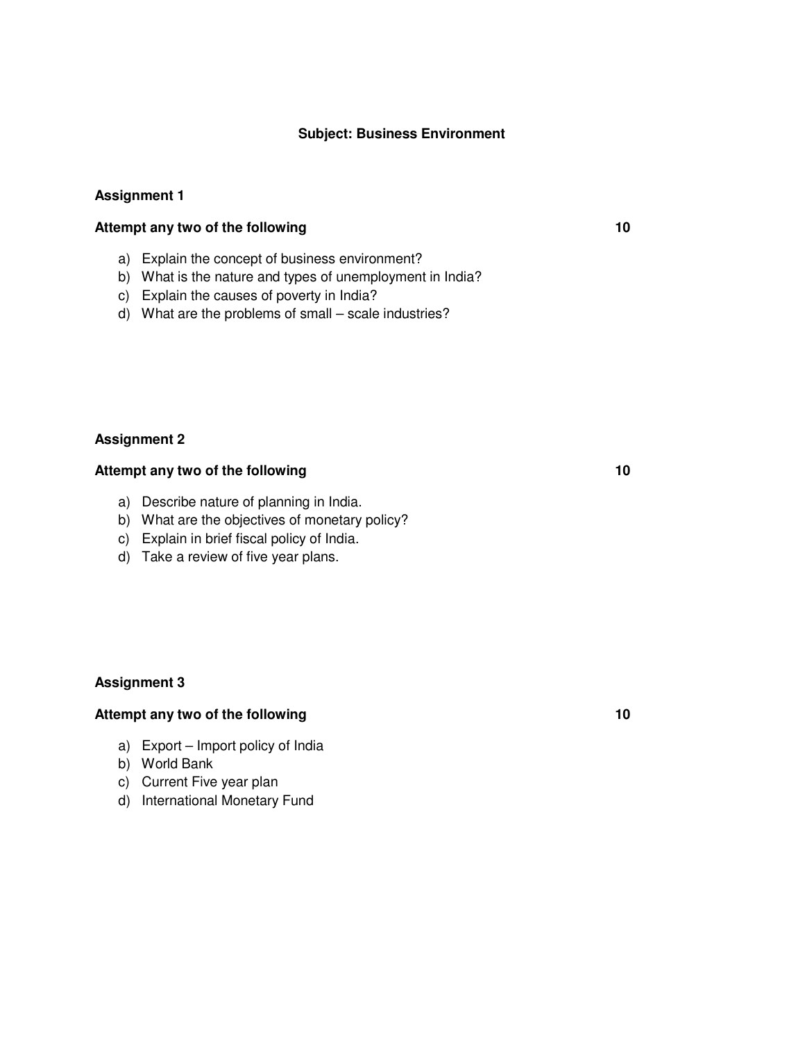## Subject: Business Environment

### Assignment 1

**Attempt any two of the following** **10**

a) Explain the concept of business environment?
b) What is the nature and types of unemployment in India?
c) Explain the causes of poverty in India?
d) What are the problems of small – scale industries?

### Assignment 2

**Attempt any two of the following** **10**

a) Describe nature of planning in India.
b) What are the objectives of monetary policy?
c) Explain in brief fiscal policy of India.
d) Take a review of five year plans.

### Assignment 3

**Attempt any two of the following** **10**

a) Export – Import policy of India
b) World Bank
c) Current Five year plan
d) International Monetary Fund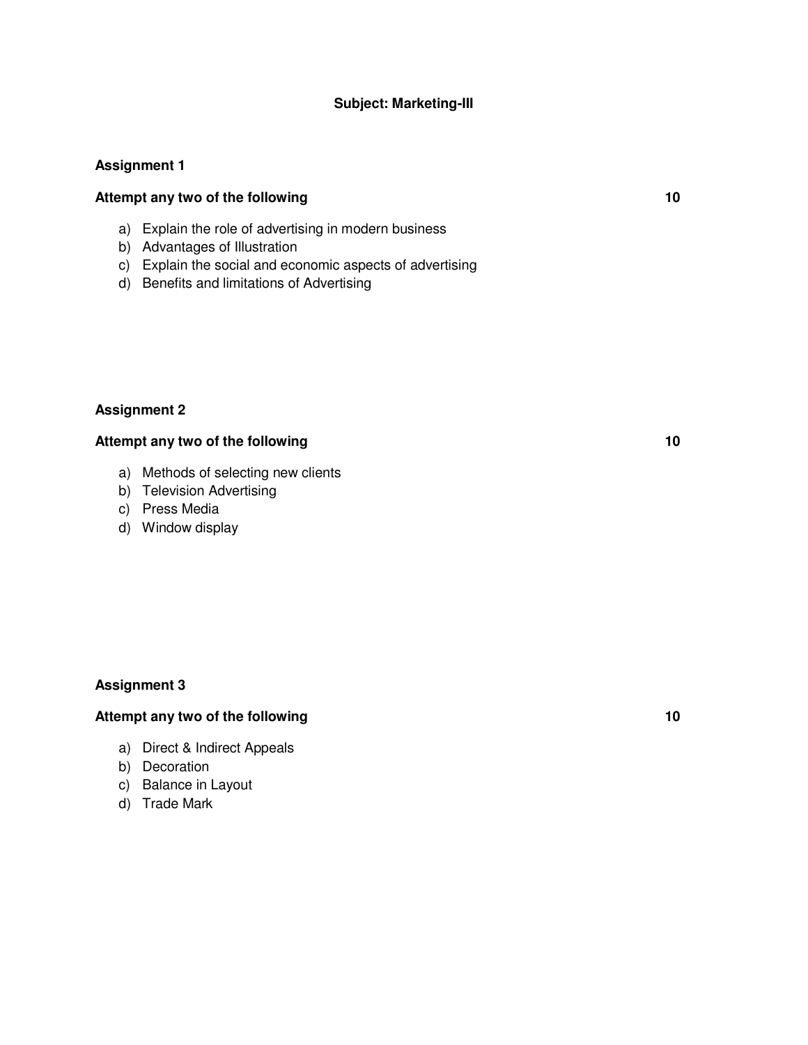## Subject: Marketing-III

### Assignment 1

**Attempt any two of the following** **10**

a) Explain the role of advertising in modern business
b) Advantages of Illustration
c) Explain the social and economic aspects of advertising
d) Benefits and limitations of Advertising

### Assignment 2

**Attempt any two of the following** **10**

a) Methods of selecting new clients
b) Television Advertising
c) Press Media
d) Window display

### Assignment 3

**Attempt any two of the following** **10**

a) Direct & Indirect Appeals
b) Decoration
c) Balance in Layout
d) Trade Mark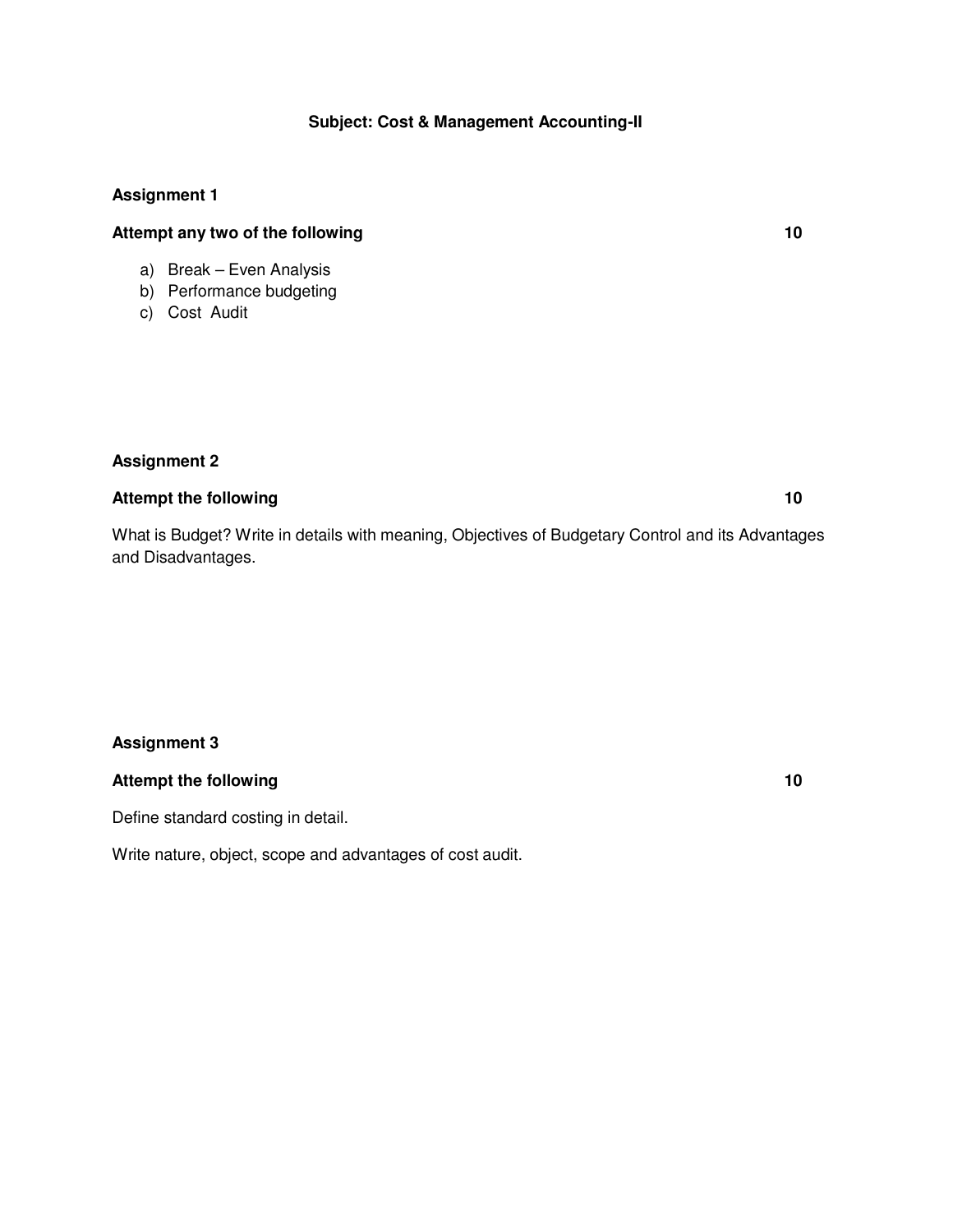## Subject: Cost & Management Accounting-II

### Assignment 1

**Attempt any two of the following** **10**

a) Break – Even Analysis
b) Performance budgeting
c) Cost Audit

### Assignment 2

**Attempt the following** **10**

What is Budget? Write in details with meaning, Objectives of Budgetary Control and its Advantages and Disadvantages.

### Assignment 3

**Attempt the following** **10**

Define standard costing in detail.

Write nature, object, scope and advantages of cost audit.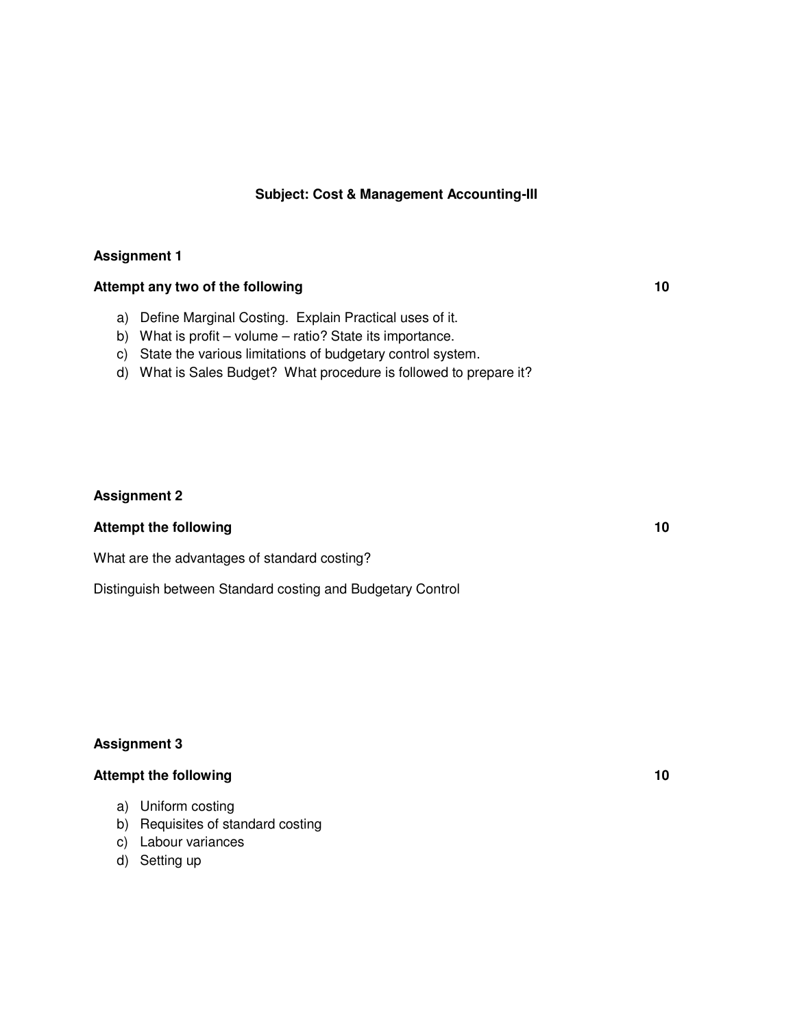## Subject: Cost & Management Accounting-III

**Assignment 1**

**Attempt any two of the following** **10**

a) Define Marginal Costing. Explain Practical uses of it.
b) What is profit – volume – ratio? State its importance.
c) State the various limitations of budgetary control system.
d) What is Sales Budget? What procedure is followed to prepare it?

**Assignment 2**

**Attempt the following** **10**

What are the advantages of standard costing?

Distinguish between Standard costing and Budgetary Control

**Assignment 3**

**Attempt the following** **10**

a) Uniform costing
b) Requisites of standard costing
c) Labour variances
d) Setting up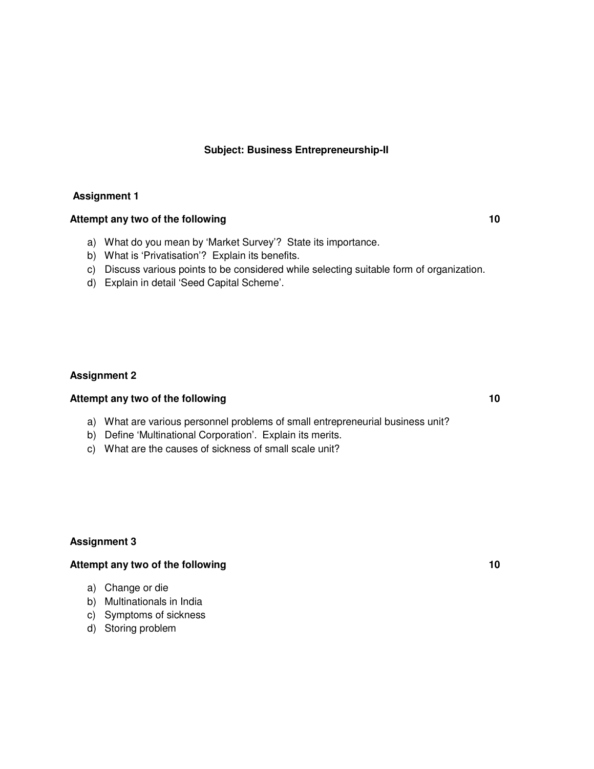## Subject: Business Entrepreneurship-II

### Assignment 1

**Attempt any two of the following** **10**

a) What do you mean by 'Market Survey'? State its importance.
b) What is 'Privatisation'? Explain its benefits.
c) Discuss various points to be considered while selecting suitable form of organization.
d) Explain in detail 'Seed Capital Scheme'.

### Assignment 2

**Attempt any two of the following** **10**

a) What are various personnel problems of small entrepreneurial business unit?
b) Define 'Multinational Corporation'. Explain its merits.
c) What are the causes of sickness of small scale unit?

### Assignment 3

**Attempt any two of the following** **10**

a) Change or die
b) Multinationals in India
c) Symptoms of sickness
d) Storing problem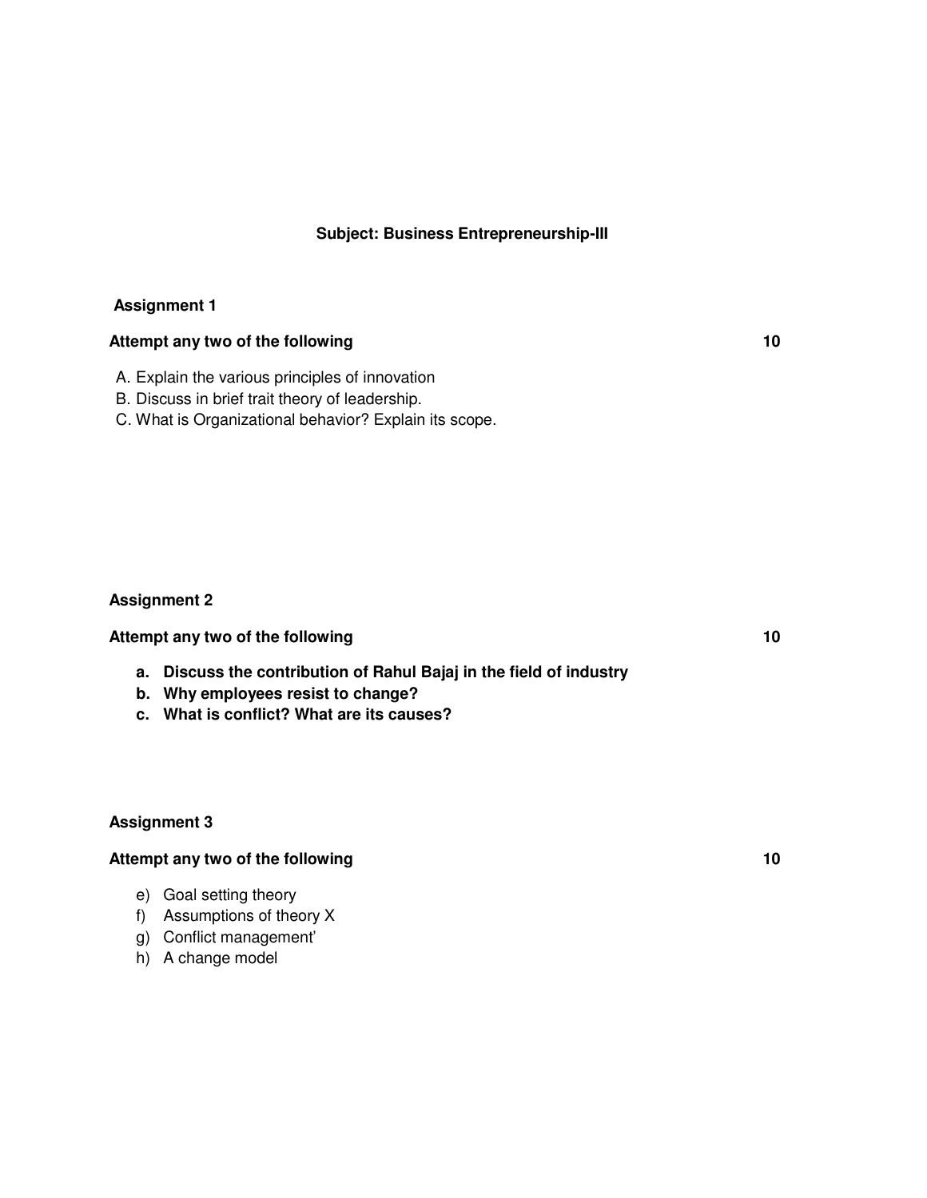**Subject: Business Entrepreneurship-III**

**Assignment 1**

**Attempt any two of the following** **10**

A. Explain the various principles of innovation
B. Discuss in brief trait theory of leadership.
C. What is Organizational behavior? Explain its scope.

**Assignment 2**

**Attempt any two of the following** **10**

**a. Discuss the contribution of Rahul Bajaj in the field of industry**
**b. Why employees resist to change?**
**c. What is conflict? What are its causes?**

**Assignment 3**

**Attempt any two of the following** **10**

e) Goal setting theory
f) Assumptions of theory X
g) Conflict management'
h) A change model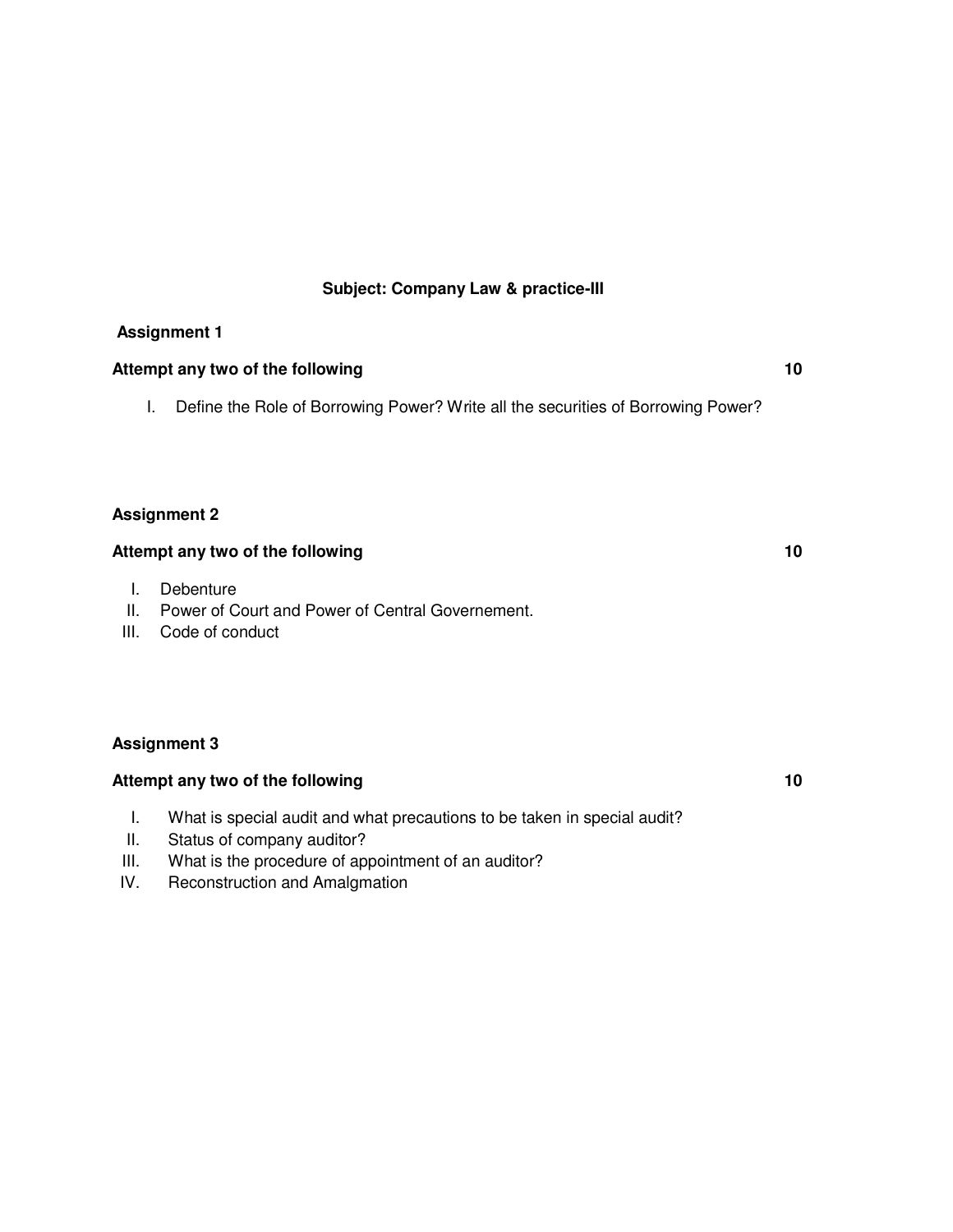## Subject: Company Law & practice-III

### Assignment 1

**Attempt any two of the following** **10**

I. Define the Role of Borrowing Power? Write all the securities of Borrowing Power?

### Assignment 2

**Attempt any two of the following** **10**

I. Debenture
II. Power of Court and Power of Central Governement.
III. Code of conduct

### Assignment 3

**Attempt any two of the following** **10**

I. What is special audit and what precautions to be taken in special audit?
II. Status of company auditor?
III. What is the procedure of appointment of an auditor?
IV. Reconstruction and Amalgmation